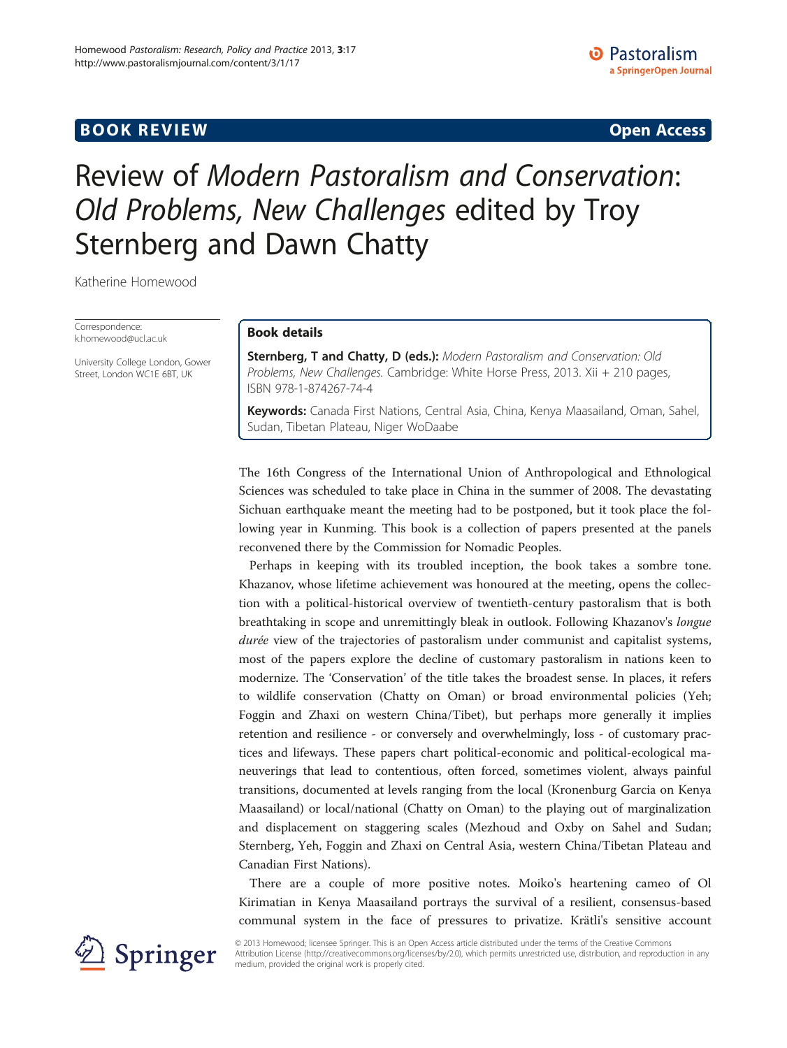**BOOK REVIEW** **Open Access**

# Review of *Modern Pastoralism and Conservation*: *Old Problems, New Challenges* edited by Troy Sternberg and Dawn Chatty

Katherine Homewood

Correspondence: k.homewood@ucl.ac.uk

University College London, Gower Street, London WC1E 6BT, UK

## Book details

**Sternberg, T and Chatty, D (eds.):** *Modern Pastoralism and Conservation: Old Problems, New Challenges.* Cambridge: White Horse Press, 2013. Xii + 210 pages, ISBN 978-1-874267-74-4

**Keywords:** Canada First Nations, Central Asia, China, Kenya Maasailand, Oman, Sahel, Sudan, Tibetan Plateau, Niger WoDaabe

The 16th Congress of the International Union of Anthropological and Ethnological Sciences was scheduled to take place in China in the summer of 2008. The devastating Sichuan earthquake meant the meeting had to be postponed, but it took place the following year in Kunming. This book is a collection of papers presented at the panels reconvened there by the Commission for Nomadic Peoples.

Perhaps in keeping with its troubled inception, the book takes a sombre tone. Khazanov, whose lifetime achievement was honoured at the meeting, opens the collection with a political-historical overview of twentieth-century pastoralism that is both breathtaking in scope and unremittingly bleak in outlook. Following Khazanov's *longue durée* view of the trajectories of pastoralism under communist and capitalist systems, most of the papers explore the decline of customary pastoralism in nations keen to modernize. The 'Conservation' of the title takes the broadest sense. In places, it refers to wildlife conservation (Chatty on Oman) or broad environmental policies (Yeh; Foggin and Zhaxi on western China/Tibet), but perhaps more generally it implies retention and resilience - or conversely and overwhelmingly, loss - of customary practices and lifeways. These papers chart political-economic and political-ecological maneuverings that lead to contentious, often forced, sometimes violent, always painful transitions, documented at levels ranging from the local (Kronenburg Garcia on Kenya Maasailand) or local/national (Chatty on Oman) to the playing out of marginalization and displacement on staggering scales (Mezhoud and Oxby on Sahel and Sudan; Sternberg, Yeh, Foggin and Zhaxi on Central Asia, western China/Tibetan Plateau and Canadian First Nations).

There are a couple of more positive notes. Moiko's heartening cameo of Ol Kirimatian in Kenya Maasailand portrays the survival of a resilient, consensus-based communal system in the face of pressures to privatize. Krätli's sensitive account

© 2013 Homewood; licensee Springer. This is an Open Access article distributed under the terms of the Creative Commons Attribution License (http://creativecommons.org/licenses/by/2.0), which permits unrestricted use, distribution, and reproduction in any medium, provided the original work is properly cited.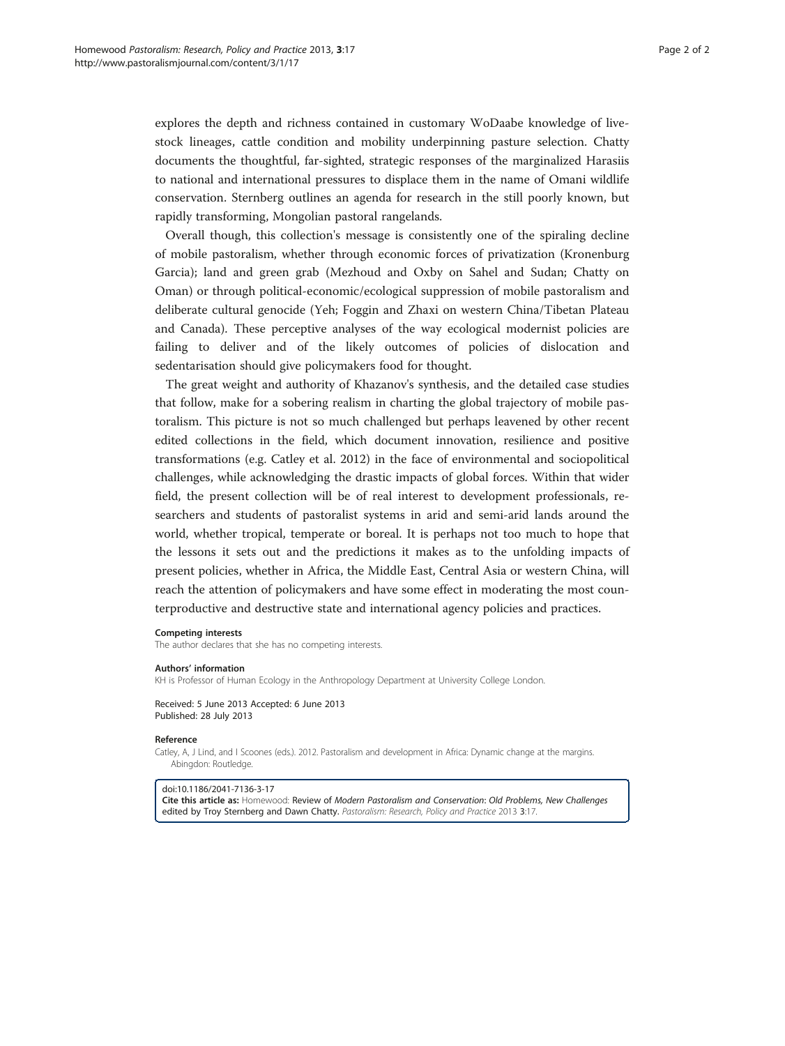explores the depth and richness contained in customary WoDaabe knowledge of livestock lineages, cattle condition and mobility underpinning pasture selection. Chatty documents the thoughtful, far-sighted, strategic responses of the marginalized Harasiis to national and international pressures to displace them in the name of Omani wildlife conservation. Sternberg outlines an agenda for research in the still poorly known, but rapidly transforming, Mongolian pastoral rangelands.

Overall though, this collection's message is consistently one of the spiraling decline of mobile pastoralism, whether through economic forces of privatization (Kronenburg Garcia); land and green grab (Mezhoud and Oxby on Sahel and Sudan; Chatty on Oman) or through political-economic/ecological suppression of mobile pastoralism and deliberate cultural genocide (Yeh; Foggin and Zhaxi on western China/Tibetan Plateau and Canada). These perceptive analyses of the way ecological modernist policies are failing to deliver and of the likely outcomes of policies of dislocation and sedentarisation should give policymakers food for thought.

The great weight and authority of Khazanov's synthesis, and the detailed case studies that follow, make for a sobering realism in charting the global trajectory of mobile pastoralism. This picture is not so much challenged but perhaps leavened by other recent edited collections in the field, which document innovation, resilience and positive transformations (e.g. Catley et al. 2012) in the face of environmental and sociopolitical challenges, while acknowledging the drastic impacts of global forces. Within that wider field, the present collection will be of real interest to development professionals, researchers and students of pastoralist systems in arid and semi-arid lands around the world, whether tropical, temperate or boreal. It is perhaps not too much to hope that the lessons it sets out and the predictions it makes as to the unfolding impacts of present policies, whether in Africa, the Middle East, Central Asia or western China, will reach the attention of policymakers and have some effect in moderating the most counterproductive and destructive state and international agency policies and practices.

#### Competing interests
The author declares that she has no competing interests.

#### Authors' information
KH is Professor of Human Ecology in the Anthropology Department at University College London.

Received: 5 June 2013 Accepted: 6 June 2013
Published: 28 July 2013

#### Reference
Catley, A, J Lind, and I Scoones (eds.). 2012. Pastoralism and development in Africa: Dynamic change at the margins. Abingdon: Routledge.

doi:10.1186/2041-7136-3-17
**Cite this article as:** Homewood: Review of *Modern Pastoralism and Conservation*: *Old Problems, New Challenges* edited by Troy Sternberg and Dawn Chatty. *Pastoralism: Research, Policy and Practice* 2013 **3**:17.